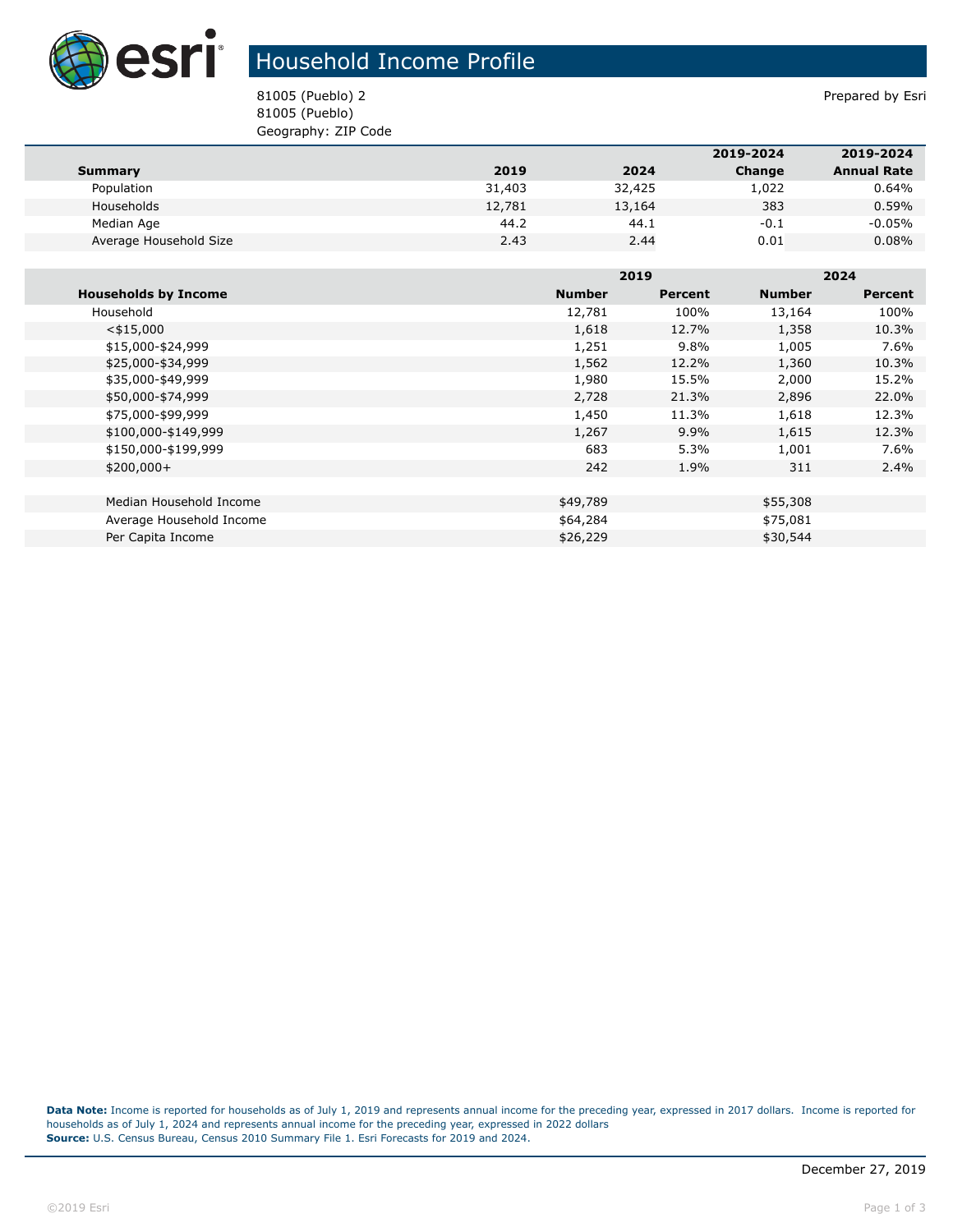# Household Income Profile

81005 (Pueblo) 2
81005 (Pueblo)
Geography: ZIP Code

Prepared by Esri

| Summary | 2019 | 2024 | 2019-2024 Change | 2019-2024 Annual Rate |
|---|---|---|---|---|
| Population | 31,403 | 32,425 | 1,022 | 0.64% |
| Households | 12,781 | 13,164 | 383 | 0.59% |
| Median Age | 44.2 | 44.1 | -0.1 | -0.05% |
| Average Household Size | 2.43 | 2.44 | 0.01 | 0.08% |

| | 2019 | | 2024 | |
|---|---|---|---|---|
| **Households by Income** | **Number** | **Percent** | **Number** | **Percent** |
| Household | 12,781 | 100% | 13,164 | 100% |
| <$15,000 | 1,618 | 12.7% | 1,358 | 10.3% |
| $15,000-$24,999 | 1,251 | 9.8% | 1,005 | 7.6% |
| $25,000-$34,999 | 1,562 | 12.2% | 1,360 | 10.3% |
| $35,000-$49,999 | 1,980 | 15.5% | 2,000 | 15.2% |
| $50,000-$74,999 | 2,728 | 21.3% | 2,896 | 22.0% |
| $75,000-$99,999 | 1,450 | 11.3% | 1,618 | 12.3% |
| $100,000-$149,999 | 1,267 | 9.9% | 1,615 | 12.3% |
| $150,000-$199,999 | 683 | 5.3% | 1,001 | 7.6% |
| $200,000+ | 242 | 1.9% | 311 | 2.4% |
| | | | | |
| Median Household Income | $49,789 | | $55,308 | |
| Average Household Income | $64,284 | | $75,081 | |
| Per Capita Income | $26,229 | | $30,544 | |

**Data Note:** Income is reported for households as of July 1, 2019 and represents annual income for the preceding year, expressed in 2017 dollars. Income is reported for households as of July 1, 2024 and represents annual income for the preceding year, expressed in 2022 dollars
**Source:** U.S. Census Bureau, Census 2010 Summary File 1. Esri Forecasts for 2019 and 2024.

December 27, 2019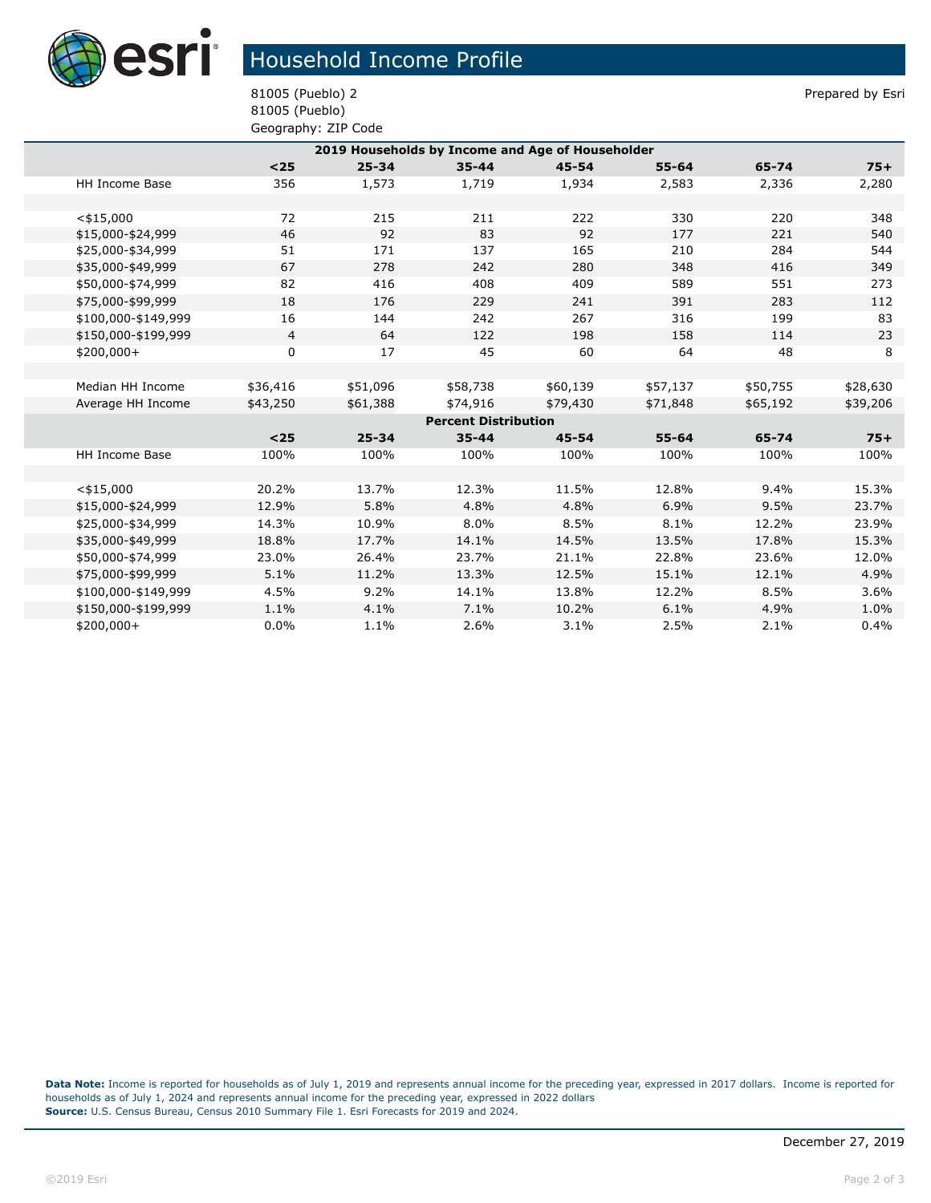# Household Income Profile

81005 (Pueblo) 2
81005 (Pueblo)
Geography: ZIP Code

Prepared by Esri

| 2019 Households by Income and Age of Householder | | | | | | | |
|---|---|---|---|---|---|---|---|
| | **<25** | **25-34** | **35-44** | **45-54** | **55-64** | **65-74** | **75+** |
| HH Income Base | 356 | 1,573 | 1,719 | 1,934 | 2,583 | 2,336 | 2,280 |
| | | | | | | | |
| <$15,000 | 72 | 215 | 211 | 222 | 330 | 220 | 348 |
| $15,000-$24,999 | 46 | 92 | 83 | 92 | 177 | 221 | 540 |
| $25,000-$34,999 | 51 | 171 | 137 | 165 | 210 | 284 | 544 |
| $35,000-$49,999 | 67 | 278 | 242 | 280 | 348 | 416 | 349 |
| $50,000-$74,999 | 82 | 416 | 408 | 409 | 589 | 551 | 273 |
| $75,000-$99,999 | 18 | 176 | 229 | 241 | 391 | 283 | 112 |
| $100,000-$149,999 | 16 | 144 | 242 | 267 | 316 | 199 | 83 |
| $150,000-$199,999 | 4 | 64 | 122 | 198 | 158 | 114 | 23 |
| $200,000+ | 0 | 17 | 45 | 60 | 64 | 48 | 8 |
| | | | | | | | |
| Median HH Income | $36,416 | $51,096 | $58,738 | $60,139 | $57,137 | $50,755 | $28,630 |
| Average HH Income | $43,250 | $61,388 | $74,916 | $79,430 | $71,848 | $65,192 | $39,206 |
| **Percent Distribution** | | | | | | | |
| | **<25** | **25-34** | **35-44** | **45-54** | **55-64** | **65-74** | **75+** |
| HH Income Base | 100% | 100% | 100% | 100% | 100% | 100% | 100% |
| | | | | | | | |
| <$15,000 | 20.2% | 13.7% | 12.3% | 11.5% | 12.8% | 9.4% | 15.3% |
| $15,000-$24,999 | 12.9% | 5.8% | 4.8% | 4.8% | 6.9% | 9.5% | 23.7% |
| $25,000-$34,999 | 14.3% | 10.9% | 8.0% | 8.5% | 8.1% | 12.2% | 23.9% |
| $35,000-$49,999 | 18.8% | 17.7% | 14.1% | 14.5% | 13.5% | 17.8% | 15.3% |
| $50,000-$74,999 | 23.0% | 26.4% | 23.7% | 21.1% | 22.8% | 23.6% | 12.0% |
| $75,000-$99,999 | 5.1% | 11.2% | 13.3% | 12.5% | 15.1% | 12.1% | 4.9% |
| $100,000-$149,999 | 4.5% | 9.2% | 14.1% | 13.8% | 12.2% | 8.5% | 3.6% |
| $150,000-$199,999 | 1.1% | 4.1% | 7.1% | 10.2% | 6.1% | 4.9% | 1.0% |
| $200,000+ | 0.0% | 1.1% | 2.6% | 3.1% | 2.5% | 2.1% | 0.4% |

**Data Note:** Income is reported for households as of July 1, 2019 and represents annual income for the preceding year, expressed in 2017 dollars. Income is reported for households as of July 1, 2024 and represents annual income for the preceding year, expressed in 2022 dollars
**Source:** U.S. Census Bureau, Census 2010 Summary File 1. Esri Forecasts for 2019 and 2024.

December 27, 2019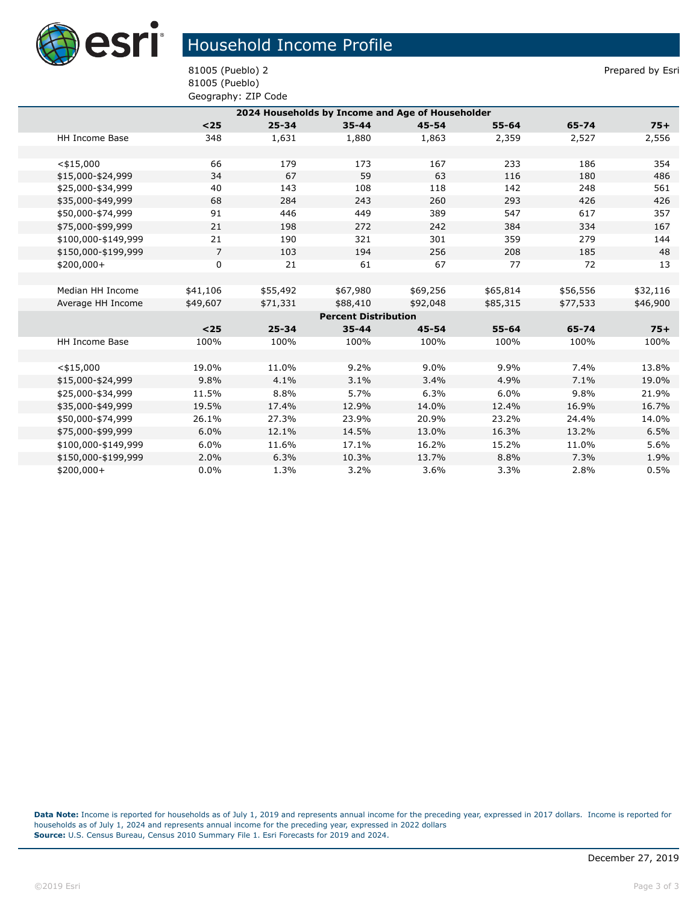# Household Income Profile

81005 (Pueblo) 2
81005 (Pueblo)
Geography: ZIP Code

Prepared by Esri

| 2024 Households by Income and Age of Householder | | | | | | | |
|---|---|---|---|---|---|---|---|
| | **<25** | **25-34** | **35-44** | **45-54** | **55-64** | **65-74** | **75+** |
| HH Income Base | 348 | 1,631 | 1,880 | 1,863 | 2,359 | 2,527 | 2,556 |
| | | | | | | | |
| <$15,000 | 66 | 179 | 173 | 167 | 233 | 186 | 354 |
| $15,000-$24,999 | 34 | 67 | 59 | 63 | 116 | 180 | 486 |
| $25,000-$34,999 | 40 | 143 | 108 | 118 | 142 | 248 | 561 |
| $35,000-$49,999 | 68 | 284 | 243 | 260 | 293 | 426 | 426 |
| $50,000-$74,999 | 91 | 446 | 449 | 389 | 547 | 617 | 357 |
| $75,000-$99,999 | 21 | 198 | 272 | 242 | 384 | 334 | 167 |
| $100,000-$149,999 | 21 | 190 | 321 | 301 | 359 | 279 | 144 |
| $150,000-$199,999 | 7 | 103 | 194 | 256 | 208 | 185 | 48 |
| $200,000+ | 0 | 21 | 61 | 67 | 77 | 72 | 13 |
| | | | | | | | |
| Median HH Income | $41,106 | $55,492 | $67,980 | $69,256 | $65,814 | $56,556 | $32,116 |
| Average HH Income | $49,607 | $71,331 | $88,410 | $92,048 | $85,315 | $77,533 | $46,900 |
| **Percent Distribution** | | | | | | | |
| | **<25** | **25-34** | **35-44** | **45-54** | **55-64** | **65-74** | **75+** |
| HH Income Base | 100% | 100% | 100% | 100% | 100% | 100% | 100% |
| | | | | | | | |
| <$15,000 | 19.0% | 11.0% | 9.2% | 9.0% | 9.9% | 7.4% | 13.8% |
| $15,000-$24,999 | 9.8% | 4.1% | 3.1% | 3.4% | 4.9% | 7.1% | 19.0% |
| $25,000-$34,999 | 11.5% | 8.8% | 5.7% | 6.3% | 6.0% | 9.8% | 21.9% |
| $35,000-$49,999 | 19.5% | 17.4% | 12.9% | 14.0% | 12.4% | 16.9% | 16.7% |
| $50,000-$74,999 | 26.1% | 27.3% | 23.9% | 20.9% | 23.2% | 24.4% | 14.0% |
| $75,000-$99,999 | 6.0% | 12.1% | 14.5% | 13.0% | 16.3% | 13.2% | 6.5% |
| $100,000-$149,999 | 6.0% | 11.6% | 17.1% | 16.2% | 15.2% | 11.0% | 5.6% |
| $150,000-$199,999 | 2.0% | 6.3% | 10.3% | 13.7% | 8.8% | 7.3% | 1.9% |
| $200,000+ | 0.0% | 1.3% | 3.2% | 3.6% | 3.3% | 2.8% | 0.5% |

**Data Note:** Income is reported for households as of July 1, 2019 and represents annual income for the preceding year, expressed in 2017 dollars. Income is reported for households as of July 1, 2024 and represents annual income for the preceding year, expressed in 2022 dollars
**Source:** U.S. Census Bureau, Census 2010 Summary File 1. Esri Forecasts for 2019 and 2024.

December 27, 2019

©2019 Esri